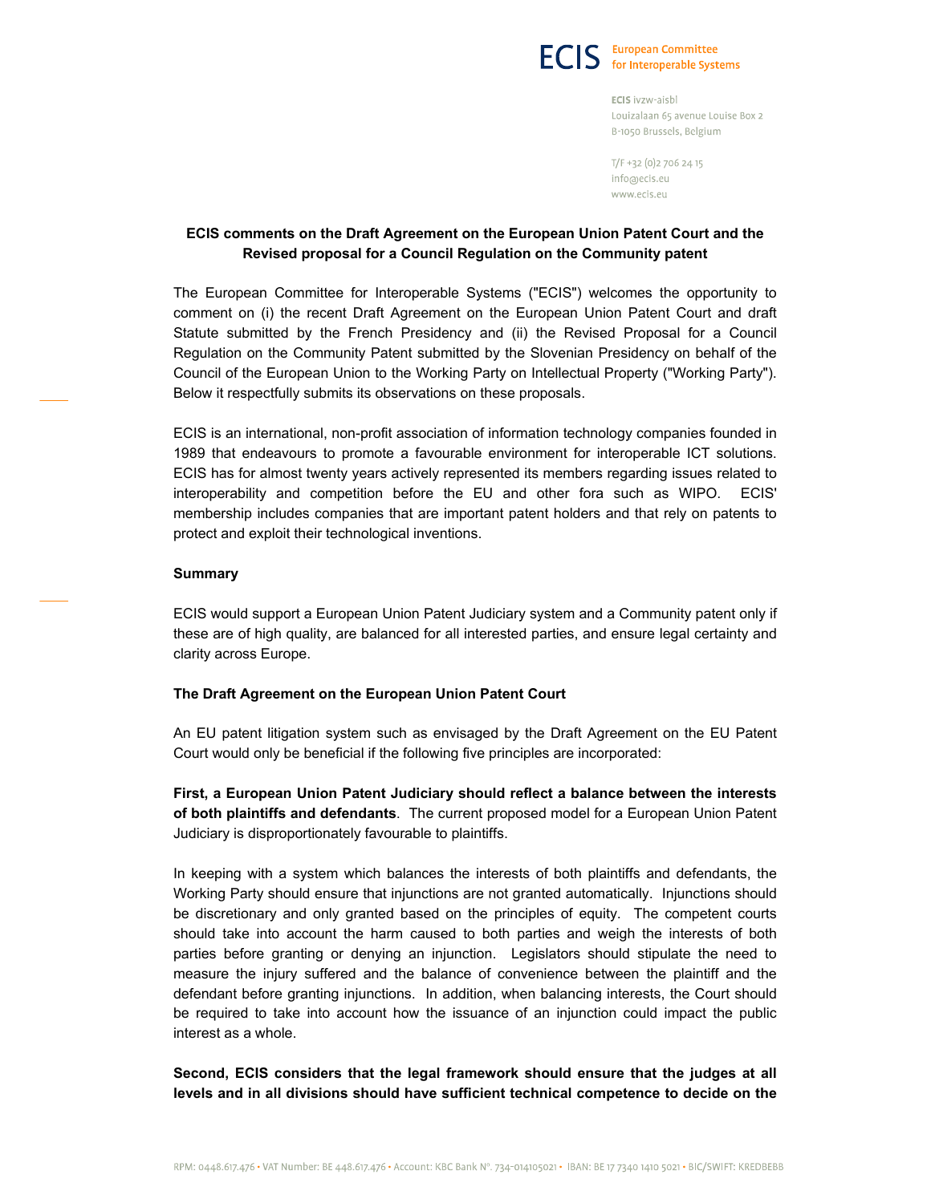ECIS European Committee for Interoperable Systems

**ECIS** ivzw-aisbl
Louizalaan 65 avenue Louise Box 2
B-1050 Brussels, Belgium

T/F +32 (0)2 706 24 15
info@ecis.eu
www.ecis.eu

**ECIS comments on the Draft Agreement on the European Union Patent Court and the Revised proposal for a Council Regulation on the Community patent**

The European Committee for Interoperable Systems ("ECIS") welcomes the opportunity to comment on (i) the recent Draft Agreement on the European Union Patent Court and draft Statute submitted by the French Presidency and (ii) the Revised Proposal for a Council Regulation on the Community Patent submitted by the Slovenian Presidency on behalf of the Council of the European Union to the Working Party on Intellectual Property ("Working Party"). Below it respectfully submits its observations on these proposals.

ECIS is an international, non-profit association of information technology companies founded in 1989 that endeavours to promote a favourable environment for interoperable ICT solutions. ECIS has for almost twenty years actively represented its members regarding issues related to interoperability and competition before the EU and other fora such as WIPO. ECIS' membership includes companies that are important patent holders and that rely on patents to protect and exploit their technological inventions.

**Summary**

ECIS would support a European Union Patent Judiciary system and a Community patent only if these are of high quality, are balanced for all interested parties, and ensure legal certainty and clarity across Europe.

**The Draft Agreement on the European Union Patent Court**

An EU patent litigation system such as envisaged by the Draft Agreement on the EU Patent Court would only be beneficial if the following five principles are incorporated:

**First, a European Union Patent Judiciary should reflect a balance between the interests of both plaintiffs and defendants**. The current proposed model for a European Union Patent Judiciary is disproportionately favourable to plaintiffs.

In keeping with a system which balances the interests of both plaintiffs and defendants, the Working Party should ensure that injunctions are not granted automatically. Injunctions should be discretionary and only granted based on the principles of equity. The competent courts should take into account the harm caused to both parties and weigh the interests of both parties before granting or denying an injunction. Legislators should stipulate the need to measure the injury suffered and the balance of convenience between the plaintiff and the defendant before granting injunctions. In addition, when balancing interests, the Court should be required to take into account how the issuance of an injunction could impact the public interest as a whole.

**Second, ECIS considers that the legal framework should ensure that the judges at all levels and in all divisions should have sufficient technical competence to decide on the**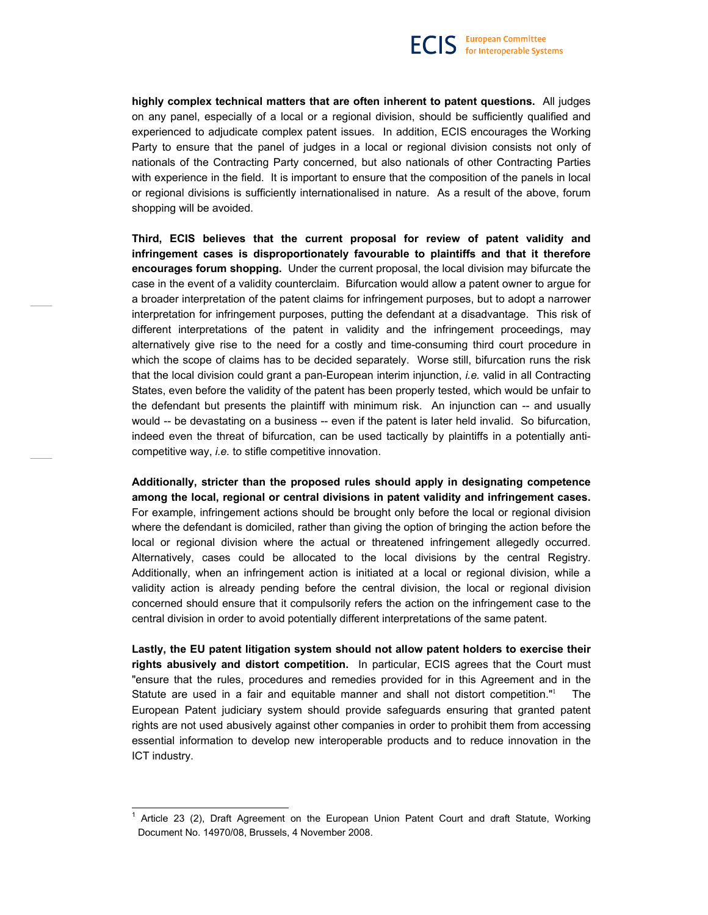**highly complex technical matters that are often inherent to patent questions.** All judges on any panel, especially of a local or a regional division, should be sufficiently qualified and experienced to adjudicate complex patent issues. In addition, ECIS encourages the Working Party to ensure that the panel of judges in a local or regional division consists not only of nationals of the Contracting Party concerned, but also nationals of other Contracting Parties with experience in the field. It is important to ensure that the composition of the panels in local or regional divisions is sufficiently internationalised in nature. As a result of the above, forum shopping will be avoided.

**Third, ECIS believes that the current proposal for review of patent validity and infringement cases is disproportionately favourable to plaintiffs and that it therefore encourages forum shopping.** Under the current proposal, the local division may bifurcate the case in the event of a validity counterclaim. Bifurcation would allow a patent owner to argue for a broader interpretation of the patent claims for infringement purposes, but to adopt a narrower interpretation for infringement purposes, putting the defendant at a disadvantage. This risk of different interpretations of the patent in validity and the infringement proceedings, may alternatively give rise to the need for a costly and time-consuming third court procedure in which the scope of claims has to be decided separately. Worse still, bifurcation runs the risk that the local division could grant a pan-European interim injunction, *i.e.* valid in all Contracting States, even before the validity of the patent has been properly tested, which would be unfair to the defendant but presents the plaintiff with minimum risk. An injunction can -- and usually would -- be devastating on a business -- even if the patent is later held invalid. So bifurcation, indeed even the threat of bifurcation, can be used tactically by plaintiffs in a potentially anti-competitive way, *i.e.* to stifle competitive innovation.

**Additionally, stricter than the proposed rules should apply in designating competence among the local, regional or central divisions in patent validity and infringement cases.** For example, infringement actions should be brought only before the local or regional division where the defendant is domiciled, rather than giving the option of bringing the action before the local or regional division where the actual or threatened infringement allegedly occurred. Alternatively, cases could be allocated to the local divisions by the central Registry. Additionally, when an infringement action is initiated at a local or regional division, while a validity action is already pending before the central division, the local or regional division concerned should ensure that it compulsorily refers the action on the infringement case to the central division in order to avoid potentially different interpretations of the same patent.

**Lastly, the EU patent litigation system should not allow patent holders to exercise their rights abusively and distort competition.** In particular, ECIS agrees that the Court must "ensure that the rules, procedures and remedies provided for in this Agreement and in the Statute are used in a fair and equitable manner and shall not distort competition."[1] The European Patent judiciary system should provide safeguards ensuring that granted patent rights are not used abusively against other companies in order to prohibit them from accessing essential information to develop new interoperable products and to reduce innovation in the ICT industry.

---

[1] Article 23 (2), Draft Agreement on the European Union Patent Court and draft Statute, Working Document No. 14970/08, Brussels, 4 November 2008.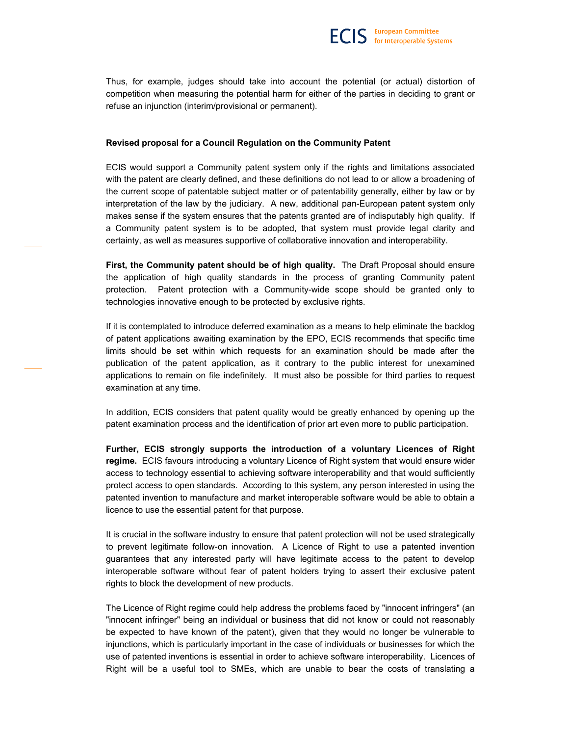Thus, for example, judges should take into account the potential (or actual) distortion of competition when measuring the potential harm for either of the parties in deciding to grant or refuse an injunction (interim/provisional or permanent).

**Revised proposal for a Council Regulation on the Community Patent**

ECIS would support a Community patent system only if the rights and limitations associated with the patent are clearly defined, and these definitions do not lead to or allow a broadening of the current scope of patentable subject matter or of patentability generally, either by law or by interpretation of the law by the judiciary. A new, additional pan-European patent system only makes sense if the system ensures that the patents granted are of indisputably high quality. If a Community patent system is to be adopted, that system must provide legal clarity and certainty, as well as measures supportive of collaborative innovation and interoperability.

**First, the Community patent should be of high quality.** The Draft Proposal should ensure the application of high quality standards in the process of granting Community patent protection. Patent protection with a Community-wide scope should be granted only to technologies innovative enough to be protected by exclusive rights.

If it is contemplated to introduce deferred examination as a means to help eliminate the backlog of patent applications awaiting examination by the EPO, ECIS recommends that specific time limits should be set within which requests for an examination should be made after the publication of the patent application, as it contrary to the public interest for unexamined applications to remain on file indefinitely. It must also be possible for third parties to request examination at any time.

In addition, ECIS considers that patent quality would be greatly enhanced by opening up the patent examination process and the identification of prior art even more to public participation.

**Further, ECIS strongly supports the introduction of a voluntary Licences of Right regime.** ECIS favours introducing a voluntary Licence of Right system that would ensure wider access to technology essential to achieving software interoperability and that would sufficiently protect access to open standards. According to this system, any person interested in using the patented invention to manufacture and market interoperable software would be able to obtain a licence to use the essential patent for that purpose.

It is crucial in the software industry to ensure that patent protection will not be used strategically to prevent legitimate follow-on innovation. A Licence of Right to use a patented invention guarantees that any interested party will have legitimate access to the patent to develop interoperable software without fear of patent holders trying to assert their exclusive patent rights to block the development of new products.

The Licence of Right regime could help address the problems faced by "innocent infringers" (an "innocent infringer" being an individual or business that did not know or could not reasonably be expected to have known of the patent), given that they would no longer be vulnerable to injunctions, which is particularly important in the case of individuals or businesses for which the use of patented inventions is essential in order to achieve software interoperability. Licences of Right will be a useful tool to SMEs, which are unable to bear the costs of translating a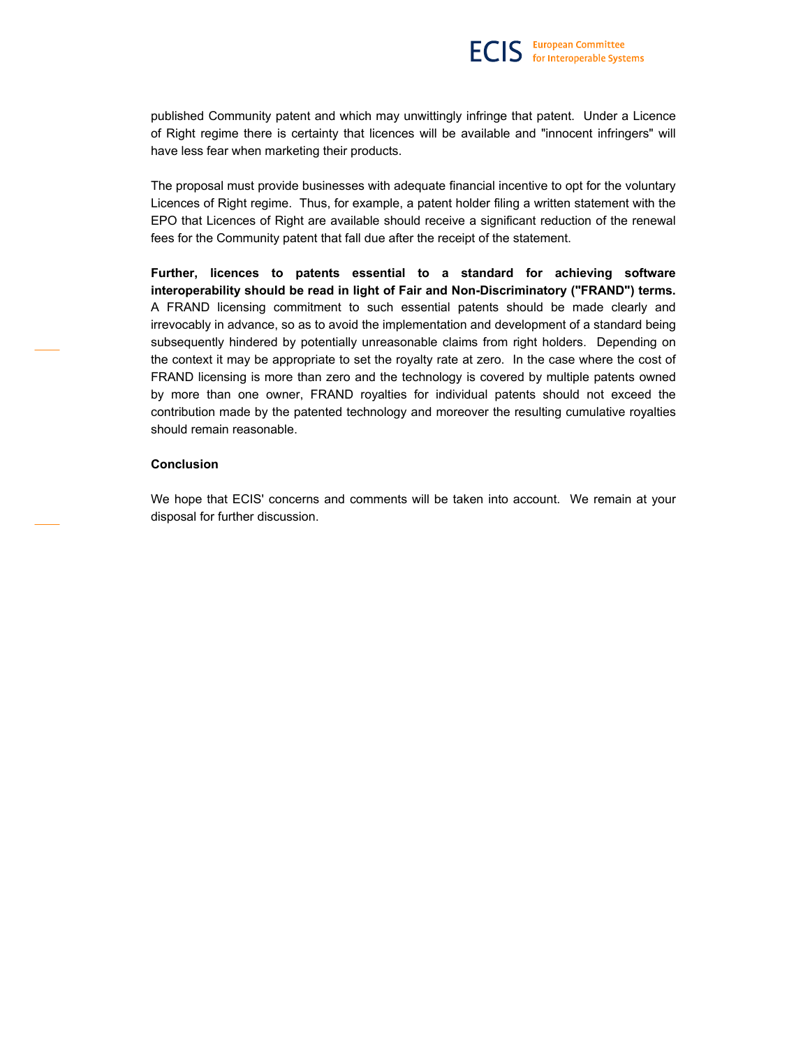published Community patent and which may unwittingly infringe that patent. Under a Licence of Right regime there is certainty that licences will be available and "innocent infringers" will have less fear when marketing their products.

The proposal must provide businesses with adequate financial incentive to opt for the voluntary Licences of Right regime. Thus, for example, a patent holder filing a written statement with the EPO that Licences of Right are available should receive a significant reduction of the renewal fees for the Community patent that fall due after the receipt of the statement.

**Further, licences to patents essential to a standard for achieving software interoperability should be read in light of Fair and Non-Discriminatory ("FRAND") terms.** A FRAND licensing commitment to such essential patents should be made clearly and irrevocably in advance, so as to avoid the implementation and development of a standard being subsequently hindered by potentially unreasonable claims from right holders. Depending on the context it may be appropriate to set the royalty rate at zero. In the case where the cost of FRAND licensing is more than zero and the technology is covered by multiple patents owned by more than one owner, FRAND royalties for individual patents should not exceed the contribution made by the patented technology and moreover the resulting cumulative royalties should remain reasonable.

**Conclusion**

We hope that ECIS' concerns and comments will be taken into account. We remain at your disposal for further discussion.